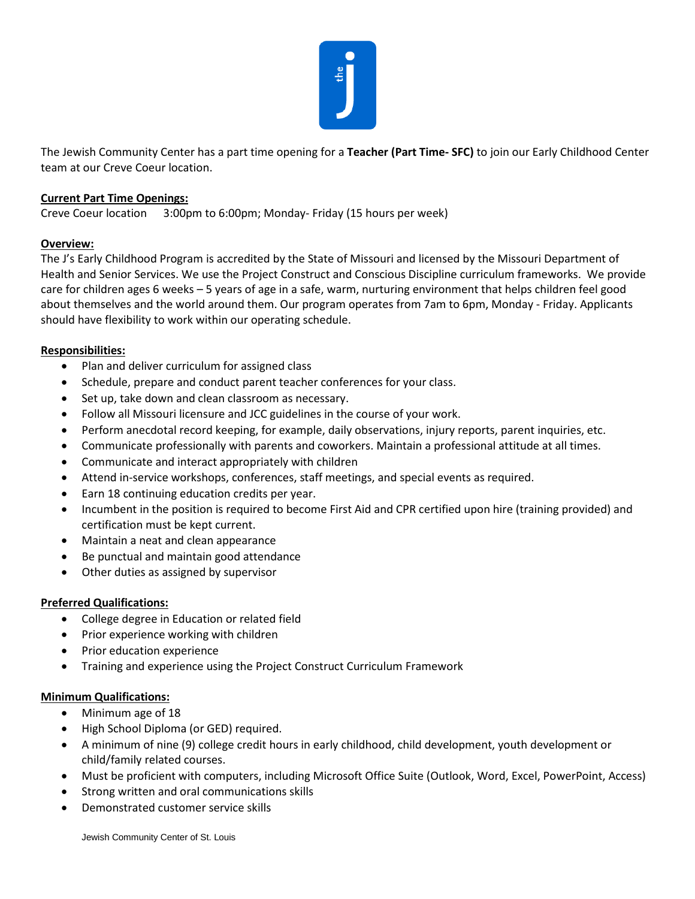The Jewish Community Center has a part time opening for a **Teacher (Part Time- SFC)** to join our Early Childhood Center team at our Creve Coeur location.

**Current Part Time Openings:**

Creve Coeur location 3:00pm to 6:00pm; Monday- Friday (15 hours per week)

**Overview:**

The J's Early Childhood Program is accredited by the State of Missouri and licensed by the Missouri Department of Health and Senior Services. We use the Project Construct and Conscious Discipline curriculum frameworks. We provide care for children ages 6 weeks – 5 years of age in a safe, warm, nurturing environment that helps children feel good about themselves and the world around them. Our program operates from 7am to 6pm, Monday - Friday. Applicants should have flexibility to work within our operating schedule.

**Responsibilities:**

- Plan and deliver curriculum for assigned class
- Schedule, prepare and conduct parent teacher conferences for your class.
- Set up, take down and clean classroom as necessary.
- Follow all Missouri licensure and JCC guidelines in the course of your work.
- Perform anecdotal record keeping, for example, daily observations, injury reports, parent inquiries, etc.
- Communicate professionally with parents and coworkers. Maintain a professional attitude at all times.
- Communicate and interact appropriately with children
- Attend in-service workshops, conferences, staff meetings, and special events as required.
- Earn 18 continuing education credits per year.
- Incumbent in the position is required to become First Aid and CPR certified upon hire (training provided) and certification must be kept current.
- Maintain a neat and clean appearance
- Be punctual and maintain good attendance
- Other duties as assigned by supervisor

**Preferred Qualifications:**

- College degree in Education or related field
- Prior experience working with children
- Prior education experience
- Training and experience using the Project Construct Curriculum Framework

**Minimum Qualifications:**

- Minimum age of 18
- High School Diploma (or GED) required.
- A minimum of nine (9) college credit hours in early childhood, child development, youth development or child/family related courses.
- Must be proficient with computers, including Microsoft Office Suite (Outlook, Word, Excel, PowerPoint, Access)
- Strong written and oral communications skills
- Demonstrated customer service skills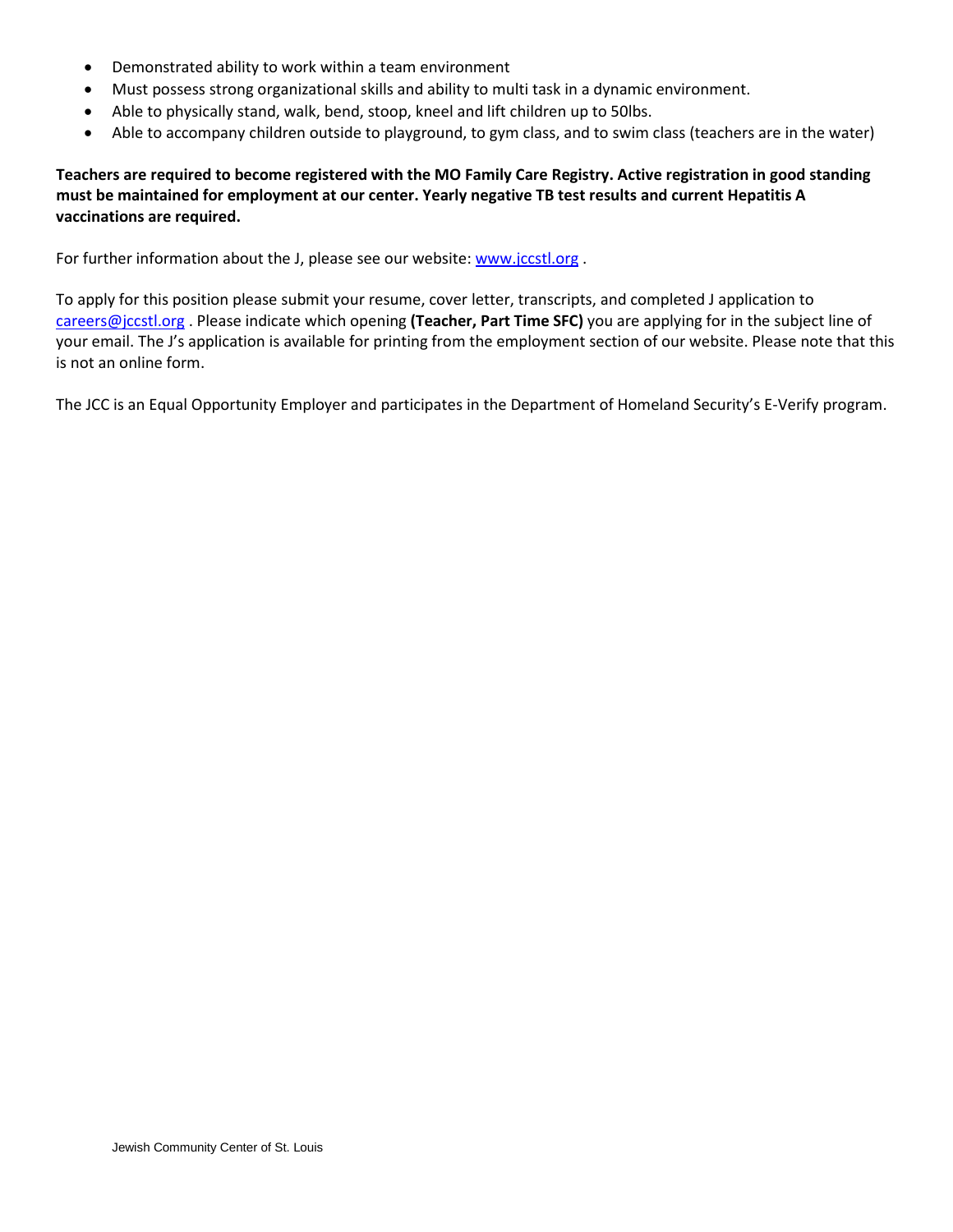- Demonstrated ability to work within a team environment
- Must possess strong organizational skills and ability to multi task in a dynamic environment.
- Able to physically stand, walk, bend, stoop, kneel and lift children up to 50lbs.
- Able to accompany children outside to playground, to gym class, and to swim class (teachers are in the water)

**Teachers are required to become registered with the MO Family Care Registry. Active registration in good standing must be maintained for employment at our center. Yearly negative TB test results and current Hepatitis A vaccinations are required.**

For further information about the J, please see our website: [www.jccstl.org](http://www.jccstl.org) .

To apply for this position please submit your resume, cover letter, transcripts, and completed J application to [careers@jccstl.org](mailto:careers@jccstl.org) . Please indicate which opening **(Teacher, Part Time SFC)** you are applying for in the subject line of your email. The J's application is available for printing from the employment section of our website. Please note that this is not an online form.

The JCC is an Equal Opportunity Employer and participates in the Department of Homeland Security's E-Verify program.